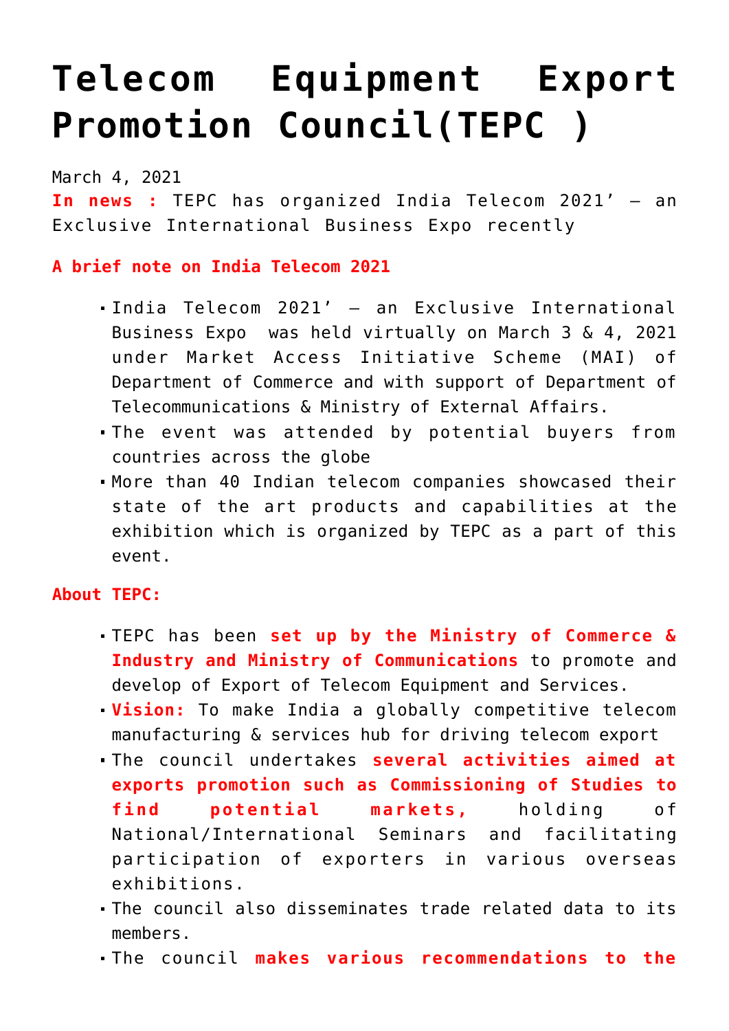# Telecom Equipment Export Promotion Council(TEPC )

March 4, 2021

**In news :** TEPC has organized India Telecom 2021' – an Exclusive International Business Expo recently

**A brief note on India Telecom 2021**

- India Telecom 2021' – an Exclusive International Business Expo was held virtually on March 3 & 4, 2021 under Market Access Initiative Scheme (MAI) of Department of Commerce and with support of Department of Telecommunications & Ministry of External Affairs.
- The event was attended by potential buyers from countries across the globe
- More than 40 Indian telecom companies showcased their state of the art products and capabilities at the exhibition which is organized by TEPC as a part of this event.

**About TEPC:**

- TEPC has been **set up by the Ministry of Commerce & Industry and Ministry of Communications** to promote and develop of Export of Telecom Equipment and Services.
- **Vision:** To make India a globally competitive telecom manufacturing & services hub for driving telecom export
- The council undertakes **several activities aimed at exports promotion such as Commissioning of Studies to find potential markets,** holding of National/International Seminars and facilitating participation of exporters in various overseas exhibitions.
- The council also disseminates trade related data to its members.
- The council **makes various recommendations to the**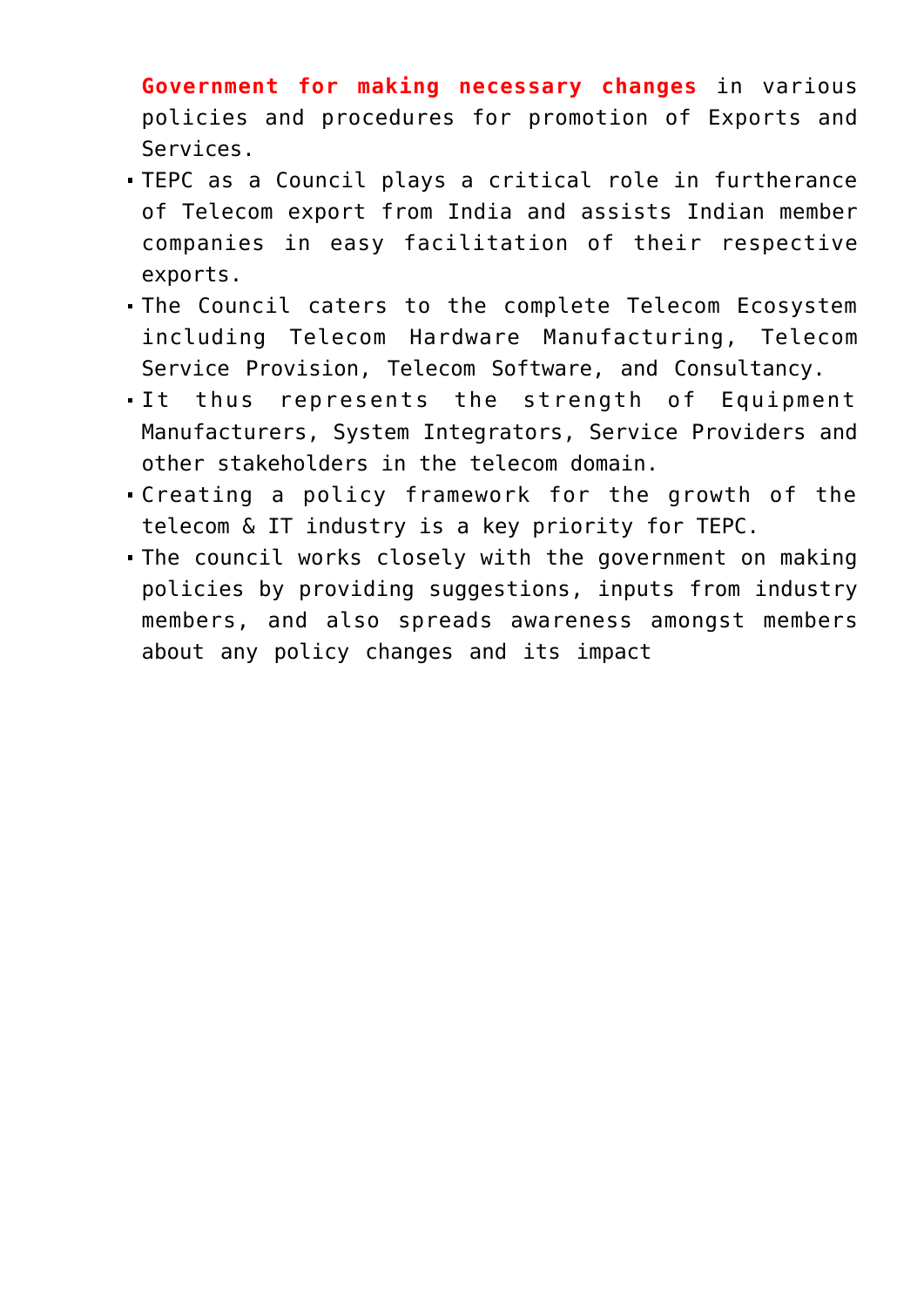**Government for making necessary changes** in various policies and procedures for promotion of Exports and Services.

- TEPC as a Council plays a critical role in furtherance of Telecom export from India and assists Indian member companies in easy facilitation of their respective exports.
- The Council caters to the complete Telecom Ecosystem including Telecom Hardware Manufacturing, Telecom Service Provision, Telecom Software, and Consultancy.
- It thus represents the strength of Equipment Manufacturers, System Integrators, Service Providers and other stakeholders in the telecom domain.
- Creating a policy framework for the growth of the telecom & IT industry is a key priority for TEPC.
- The council works closely with the government on making policies by providing suggestions, inputs from industry members, and also spreads awareness amongst members about any policy changes and its impact